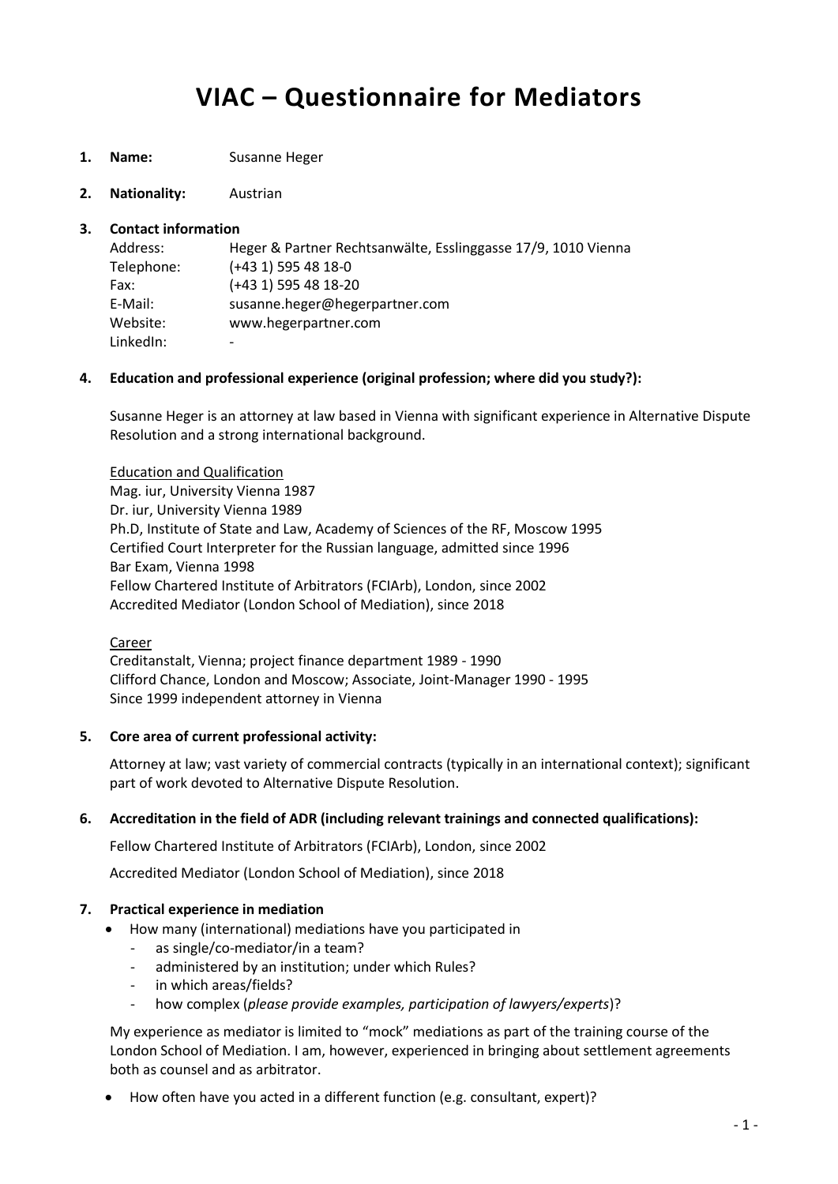# VIAC – Questionnaire for Mediators

1. **Name:** Susanne Heger

2. **Nationality:** Austrian

3. **Contact information**

   Address: Heger & Partner Rechtsanwälte, Esslinggasse 17/9, 1010 Vienna
   Telephone: (+43 1) 595 48 18-0
   Fax: (+43 1) 595 48 18-20
   E-Mail: susanne.heger@hegerpartner.com
   Website: www.hegerpartner.com
   LinkedIn: -

4. **Education and professional experience (original profession; where did you study?):**

   Susanne Heger is an attorney at law based in Vienna with significant experience in Alternative Dispute Resolution and a strong international background.

   Education and Qualification
   Mag. iur, University Vienna 1987
   Dr. iur, University Vienna 1989
   Ph.D, Institute of State and Law, Academy of Sciences of the RF, Moscow 1995
   Certified Court Interpreter for the Russian language, admitted since 1996
   Bar Exam, Vienna 1998
   Fellow Chartered Institute of Arbitrators (FCIArb), London, since 2002
   Accredited Mediator (London School of Mediation), since 2018

   Career
   Creditanstalt, Vienna; project finance department 1989 - 1990
   Clifford Chance, London and Moscow; Associate, Joint-Manager 1990 - 1995
   Since 1999 independent attorney in Vienna

5. **Core area of current professional activity:**

   Attorney at law; vast variety of commercial contracts (typically in an international context); significant part of work devoted to Alternative Dispute Resolution.

6. **Accreditation in the field of ADR (including relevant trainings and connected qualifications):**

   Fellow Chartered Institute of Arbitrators (FCIArb), London, since 2002

   Accredited Mediator (London School of Mediation), since 2018

7. **Practical experience in mediation**

   - How many (international) mediations have you participated in
     - as single/co-mediator/in a team?
     - administered by an institution; under which Rules?
     - in which areas/fields?
     - how complex (*please provide examples, participation of lawyers/experts*)?

   My experience as mediator is limited to "mock" mediations as part of the training course of the London School of Mediation. I am, however, experienced in bringing about settlement agreements both as counsel and as arbitrator.

   - How often have you acted in a different function (e.g. consultant, expert)?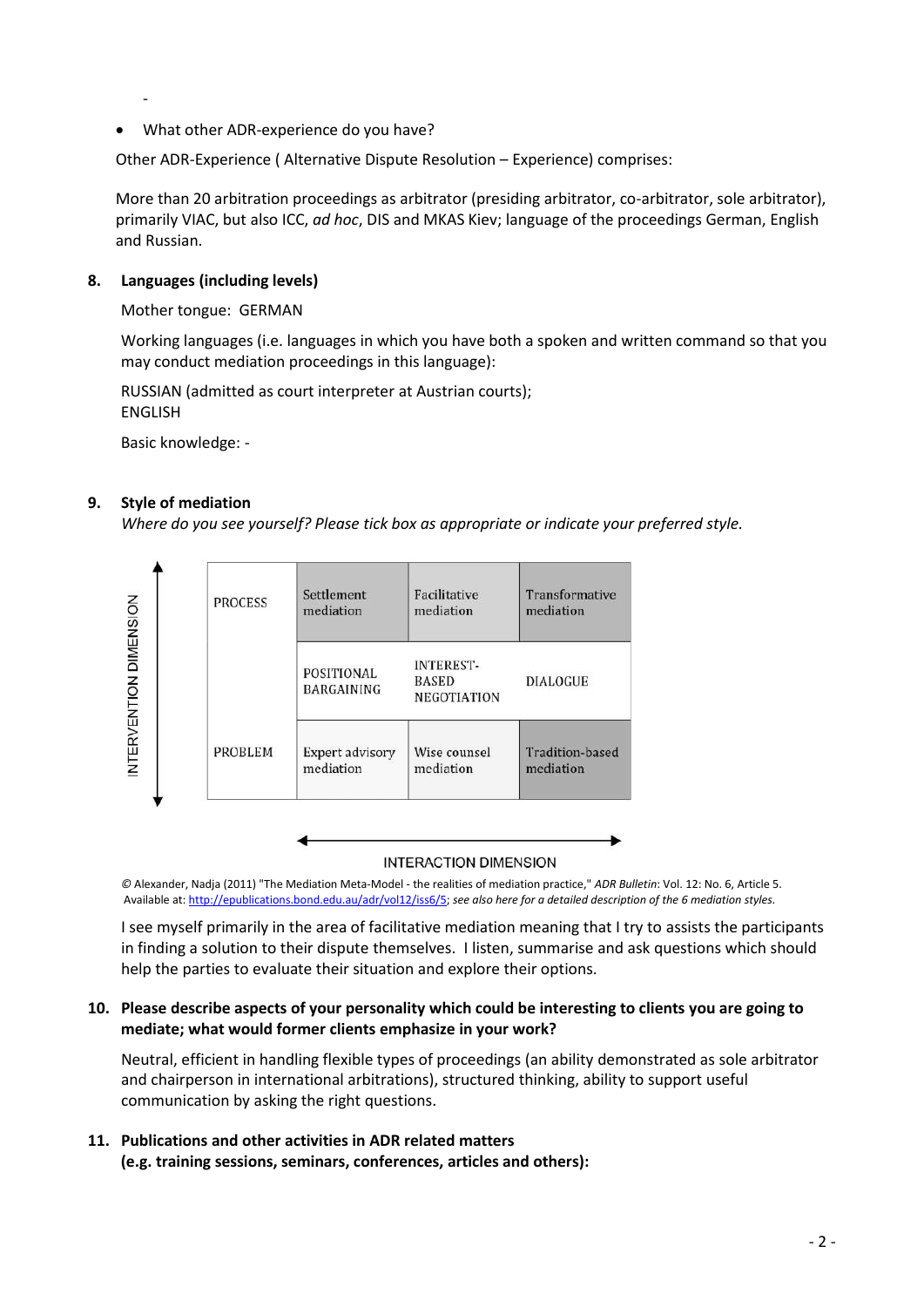-

- What other ADR-experience do you have?

Other ADR-Experience ( Alternative Dispute Resolution – Experience) comprises:

More than 20 arbitration proceedings as arbitrator (presiding arbitrator, co-arbitrator, sole arbitrator), primarily VIAC, but also ICC, *ad hoc*, DIS and MKAS Kiev; language of the proceedings German, English and Russian.

**8. Languages (including levels)**

Mother tongue: GERMAN

Working languages (i.e. languages in which you have both a spoken and written command so that you may conduct mediation proceedings in this language):

RUSSIAN (admitted as court interpreter at Austrian courts);
ENGLISH

Basic knowledge: -

**9. Style of mediation**

*Where do you see yourself? Please tick box as appropriate or indicate your preferred style.*

INTERVENTION DIMENSION

| PROCESS | Settlement mediation | Facilitative mediation | Transformative mediation |
|---|---|---|---|
| | POSITIONAL BARGAINING | INTEREST-BASED NEGOTIATION | DIALOGUE |
| PROBLEM | Expert advisory mediation | Wise counsel mediation | Tradition-based mediation |

INTERACTION DIMENSION

© Alexander, Nadja (2011) "The Mediation Meta-Model - the realities of mediation practice," *ADR Bulletin*: Vol. 12: No. 6, Article 5. Available at: http://epublications.bond.edu.au/adr/vol12/iss6/5; *see also here for a detailed description of the 6 mediation styles.*

I see myself primarily in the area of facilitative mediation meaning that I try to assists the participants in finding a solution to their dispute themselves. I listen, summarise and ask questions which should help the parties to evaluate their situation and explore their options.

**10. Please describe aspects of your personality which could be interesting to clients you are going to mediate; what would former clients emphasize in your work?**

Neutral, efficient in handling flexible types of proceedings (an ability demonstrated as sole arbitrator and chairperson in international arbitrations), structured thinking, ability to support useful communication by asking the right questions.

**11. Publications and other activities in ADR related matters (e.g. training sessions, seminars, conferences, articles and others):**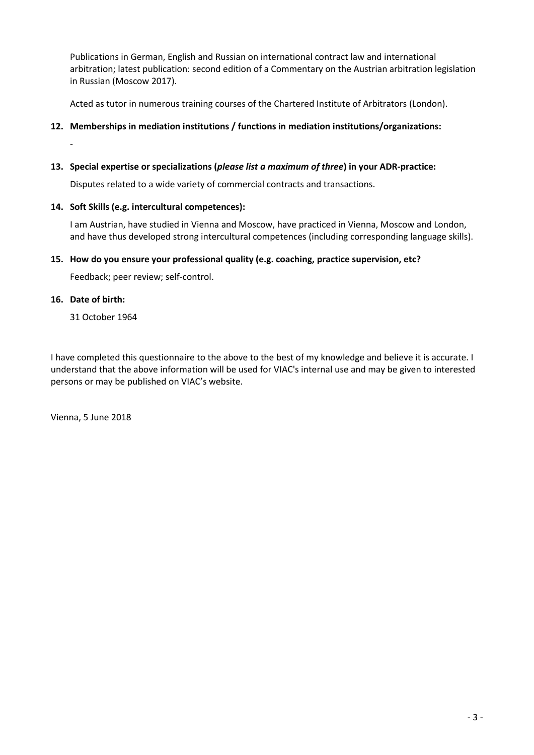Publications in German, English and Russian on international contract law and international arbitration; latest publication: second edition of a Commentary on the Austrian arbitration legislation in Russian (Moscow 2017).

Acted as tutor in numerous training courses of the Chartered Institute of Arbitrators (London).

**12. Memberships in mediation institutions / functions in mediation institutions/organizations:**

-

**13. Special expertise or specializations (*please list a maximum of three*) in your ADR-practice:**

Disputes related to a wide variety of commercial contracts and transactions.

**14. Soft Skills (e.g. intercultural competences):**

I am Austrian, have studied in Vienna and Moscow, have practiced in Vienna, Moscow and London, and have thus developed strong intercultural competences (including corresponding language skills).

**15. How do you ensure your professional quality (e.g. coaching, practice supervision, etc?**

Feedback; peer review; self-control.

**16. Date of birth:**

31 October 1964

I have completed this questionnaire to the above to the best of my knowledge and believe it is accurate. I understand that the above information will be used for VIAC's internal use and may be given to interested persons or may be published on VIAC's website.

Vienna, 5 June 2018